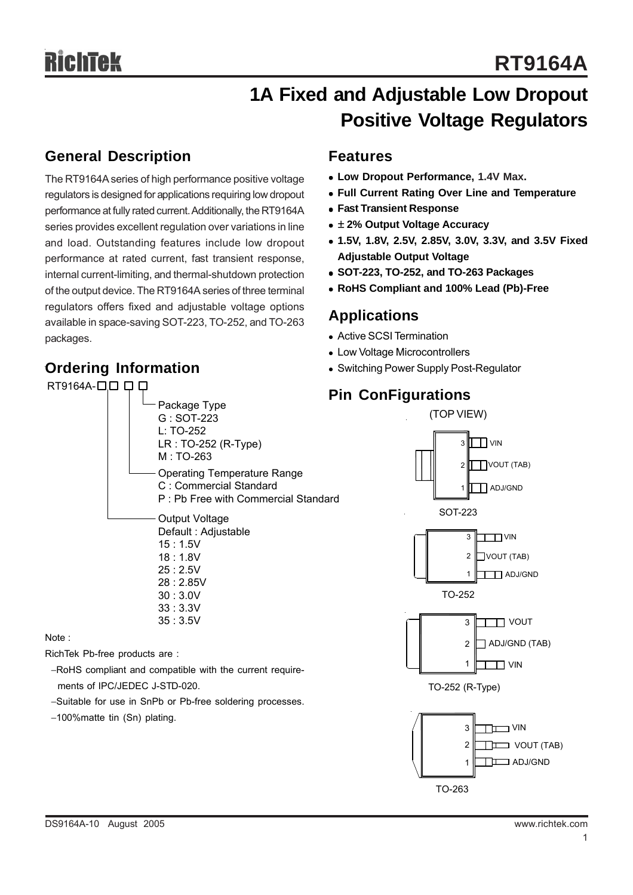# RT9164A

## 1A Fixed and Adjustable Low Dropout Positive Voltage Regulators

## General Description

The RT9164A series of high performance positive voltage regulators is designed for applications requiring low dropout performance at fully rated current. Additionally, the RT9164A series provides excellent regulation over variations in line and load. Outstanding features include low dropout performance at rated current, fast transient response, internal current-limiting, and thermal-shutdown protection of the output device. The RT9164A series of three terminal regulators offers fixed and adjustable voltage options available in space-saving SOT-223, TO-252, and TO-263 packages.

## Ordering Information

RT9164A-□□ □ □

- Package Type
  - G : SOT-223
  - L: TO-252
  - LR : TO-252 (R-Type)
  - M : TO-263
- Operating Temperature Range
  - C : Commercial Standard
  - P : Pb Free with Commercial Standard
- Output Voltage
  - Default : Adjustable
  - 15 : 1.5V
  - 18 : 1.8V
  - 25 : 2.5V
  - 28 : 2.85V
  - 30 : 3.0V
  - 33 : 3.3V
  - 35 : 3.5V

Note :

RichTek Pb-free products are :

- −RoHS compliant and compatible with the current requirements of IPC/JEDEC J-STD-020.
- −Suitable for use in SnPb or Pb-free soldering processes.
- −100%matte tin (Sn) plating.

## Features

- **Low Dropout Performance, 1.4V Max.**
- **Full Current Rating Over Line and Temperature**
- **Fast Transient Response**
- **± 2% Output Voltage Accuracy**
- **1.5V, 1.8V, 2.5V, 2.85V, 3.0V, 3.3V, and 3.5V Fixed Adjustable Output Voltage**
- **SOT-223, TO-252, and TO-263 Packages**
- **RoHS Compliant and 100% Lead (Pb)-Free**

## Applications

- Active SCSI Termination
- Low Voltage Microcontrollers
- Switching Power Supply Post-Regulator

## Pin ConFigurations

(TOP VIEW)

SOT-223: 3 VIN, 2 VOUT (TAB), 1 ADJ/GND

TO-252: 3 VIN, 2 VOUT (TAB), 1 ADJ/GND

TO-252 (R-Type): 3 VOUT, 2 ADJ/GND (TAB), 1 VIN

TO-263: 3 VIN, 2 VOUT (TAB), 1 ADJ/GND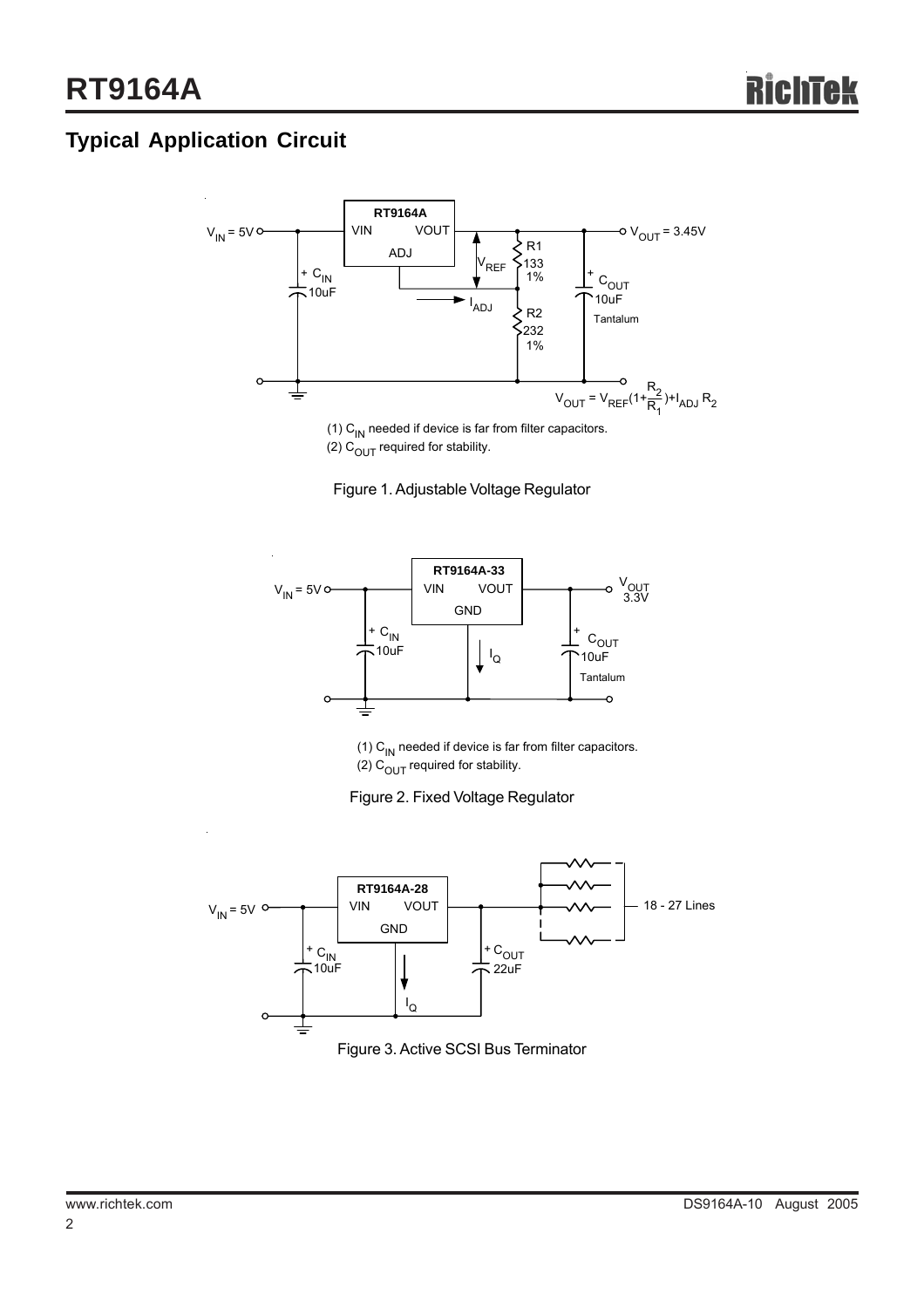## Typical Application Circuit

RT9164A

$V_{IN}$ = 5V — VIN, VOUT, ADJ — $V_{OUT}$ = 3.45V

$C_{IN}$ 10uF, R1 133 1%, R2 232 1%, $V_{REF}$, $I_{ADJ}$, $C_{OUT}$ 10uF Tantalum

$$V_{OUT} = V_{REF}(1+\frac{R_2}{R_1})+I_{ADJ}\ R_2$$

(1) $C_{IN}$ needed if device is far from filter capacitors.
(2) $C_{OUT}$ required for stability.

Figure 1. Adjustable Voltage Regulator

RT9164A-33

$V_{IN}$ = 5V — VIN, VOUT, GND — $V_{OUT}$ 3.3V

$C_{IN}$ 10uF, $I_Q$, $C_{OUT}$ 10uF Tantalum

(1) $C_{IN}$ needed if device is far from filter capacitors.
(2) $C_{OUT}$ required for stability.

Figure 2. Fixed Voltage Regulator

RT9164A-28

$V_{IN}$ = 5V — VIN, VOUT, GND

$C_{IN}$ 10uF, $I_Q$, $C_{OUT}$ 22uF, 18 - 27 Lines

Figure 3. Active SCSI Bus Terminator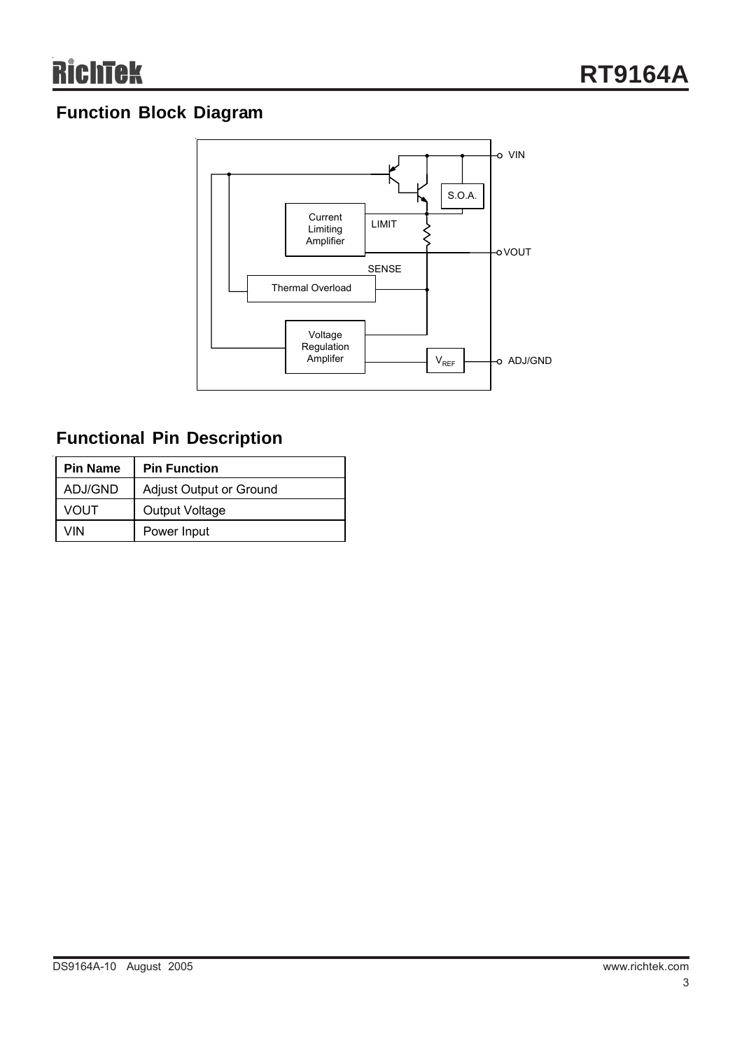## Function Block Diagram

## Functional Pin Description

| Pin Name | Pin Function |
| --- | --- |
| ADJ/GND | Adjust Output or Ground |
| VOUT | Output Voltage |
| VIN | Power Input |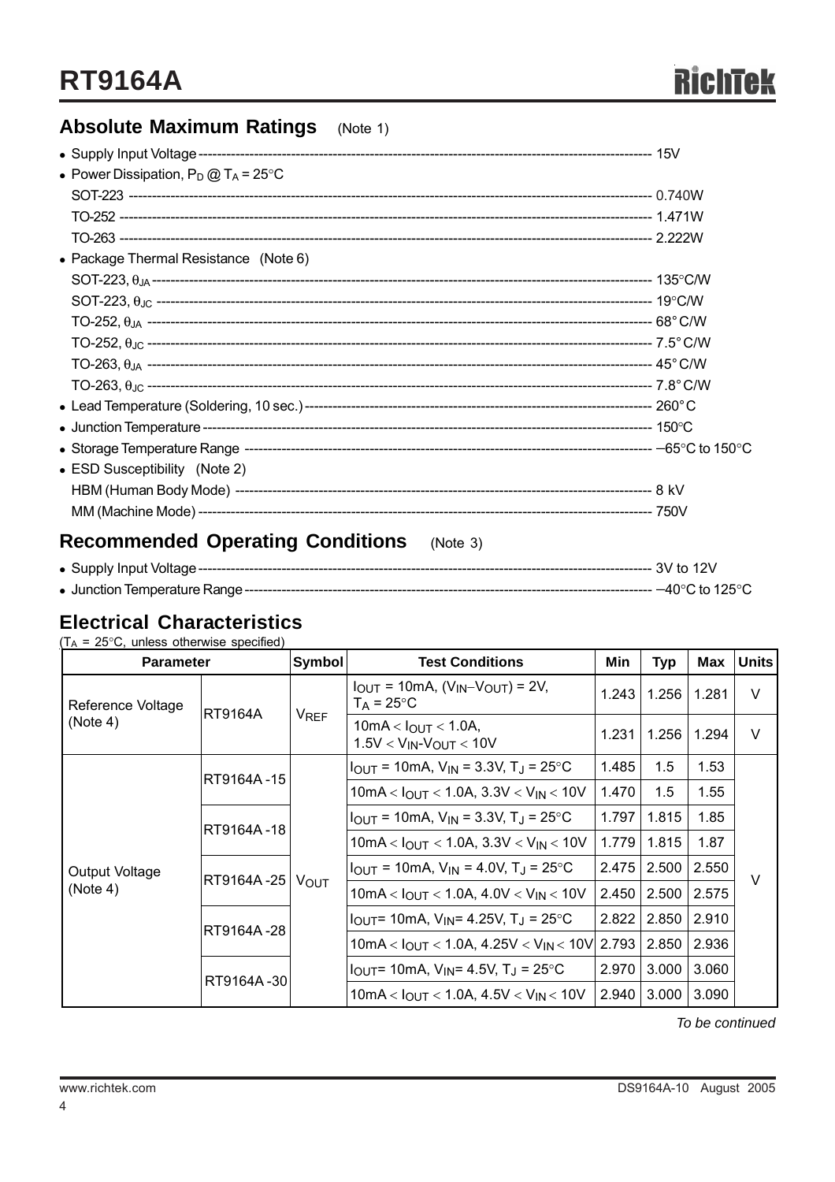## Absolute Maximum Ratings (Note 1)

- Supply Input Voltage ---------- 15V
- Power Dissipation, $P_D$ @ $T_A$ = 25°C
  - SOT-223 ---------- 0.740W
  - TO-252 ---------- 1.471W
  - TO-263 ---------- 2.222W
- Package Thermal Resistance (Note 6)
  - SOT-223, $\theta_{JA}$ ---------- 135°C/W
  - SOT-223, $\theta_{JC}$ ---------- 19°C/W
  - TO-252, $\theta_{JA}$ ---------- 68° C/W
  - TO-252, $\theta_{JC}$ ---------- 7.5° C/W
  - TO-263, $\theta_{JA}$ ---------- 45° C/W
  - TO-263, $\theta_{JC}$ ---------- 7.8° C/W
- Lead Temperature (Soldering, 10 sec.) ---------- 260° C
- Junction Temperature ---------- 150°C
- Storage Temperature Range ---------- −65°C to 150°C
- ESD Susceptibility (Note 2)
  - HBM (Human Body Mode) ---------- 8 kV
  - MM (Machine Mode) ---------- 750V

## Recommended Operating Conditions (Note 3)

- Supply Input Voltage ---------- 3V to 12V
- Junction Temperature Range ---------- −40°C to 125°C

## Electrical Characteristics

($T_A$ = 25°C, unless otherwise specified)

| Parameter | | Symbol | Test Conditions | Min | Typ | Max | Units |
|---|---|---|---|---|---|---|---|
| Reference Voltage (Note 4) | RT9164A | $V_{REF}$ | $I_{OUT}$ = 10mA, ($V_{IN}$−$V_{OUT}$) = 2V, $T_A$ = 25°C | 1.243 | 1.256 | 1.281 | V |
| | | | 10mA < $I_{OUT}$ < 1.0A, 1.5V < $V_{IN}$-$V_{OUT}$ < 10V | 1.231 | 1.256 | 1.294 | V |
| Output Voltage (Note 4) | RT9164A -15 | $V_{OUT}$ | $I_{OUT}$ = 10mA, $V_{IN}$ = 3.3V, $T_J$ = 25°C | 1.485 | 1.5 | 1.53 | V |
| | | | 10mA < $I_{OUT}$ < 1.0A, 3.3V < $V_{IN}$ < 10V | 1.470 | 1.5 | 1.55 | |
| | RT9164A -18 | | $I_{OUT}$ = 10mA, $V_{IN}$ = 3.3V, $T_J$ = 25°C | 1.797 | 1.815 | 1.85 | |
| | | | 10mA < $I_{OUT}$ < 1.0A, 3.3V < $V_{IN}$ < 10V | 1.779 | 1.815 | 1.87 | |
| | RT9164A -25 | | $I_{OUT}$ = 10mA, $V_{IN}$ = 4.0V, $T_J$ = 25°C | 2.475 | 2.500 | 2.550 | |
| | | | 10mA < $I_{OUT}$ < 1.0A, 4.0V < $V_{IN}$ < 10V | 2.450 | 2.500 | 2.575 | |
| | RT9164A -28 | | $I_{OUT}$= 10mA, $V_{IN}$= 4.25V, $T_J$ = 25°C | 2.822 | 2.850 | 2.910 | |
| | | | 10mA < $I_{OUT}$ < 1.0A, 4.25V < $V_{IN}$ < 10V | 2.793 | 2.850 | 2.936 | |
| | RT9164A -30 | | $I_{OUT}$= 10mA, $V_{IN}$= 4.5V, $T_J$ = 25°C | 2.970 | 3.000 | 3.060 | |
| | | | 10mA < $I_{OUT}$ < 1.0A, 4.5V < $V_{IN}$ < 10V | 2.940 | 3.000 | 3.090 | |

*To be continued*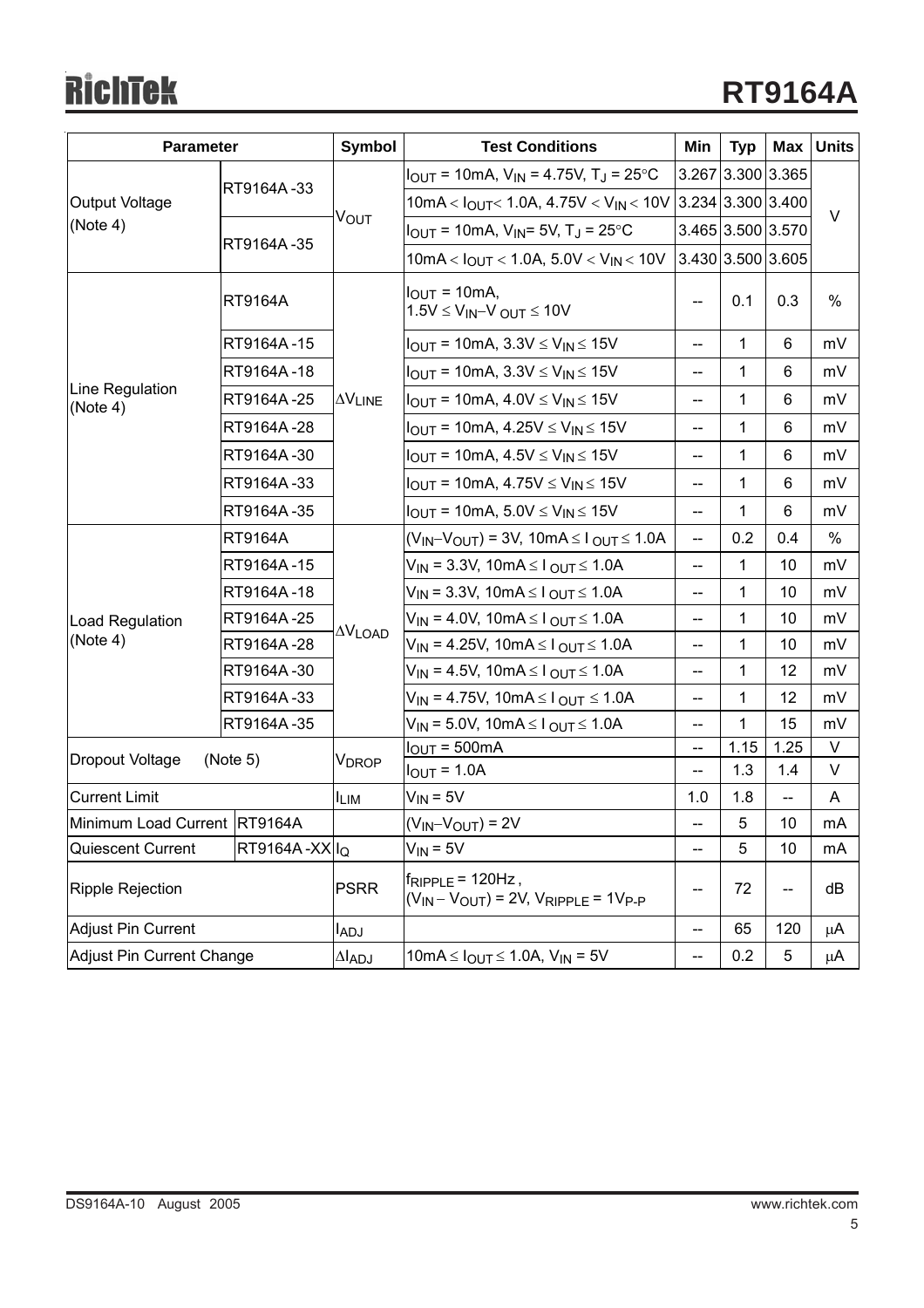| Parameter | | Symbol | Test Conditions | Min | Typ | Max | Units |
|---|---|---|---|---|---|---|---|
| Output Voltage (Note 4) | RT9164A -33 | $V_{OUT}$ | $I_{OUT}$ = 10mA, $V_{IN}$ = 4.75V, $T_J$ = 25°C | 3.267 | 3.300 | 3.365 | V |
| | | | 10mA < $I_{OUT}$ < 1.0A, 4.75V < $V_{IN}$ < 10V | 3.234 | 3.300 | 3.400 | |
| | RT9164A -35 | | $I_{OUT}$ = 10mA, $V_{IN}$ = 5V, $T_J$ = 25°C | 3.465 | 3.500 | 3.570 | |
| | | | 10mA < $I_{OUT}$ < 1.0A, 5.0V < $V_{IN}$ < 10V | 3.430 | 3.500 | 3.605 | |
| Line Regulation (Note 4) | RT9164A | $\Delta V_{LINE}$ | $I_{OUT}$ = 10mA, 1.5V ≤ $V_{IN}$−$V_{OUT}$ ≤ 10V | -- | 0.1 | 0.3 | % |
| | RT9164A -15 | | $I_{OUT}$ = 10mA, 3.3V ≤ $V_{IN}$ ≤ 15V | -- | 1 | 6 | mV |
| | RT9164A -18 | | $I_{OUT}$ = 10mA, 3.3V ≤ $V_{IN}$ ≤ 15V | -- | 1 | 6 | mV |
| | RT9164A -25 | | $I_{OUT}$ = 10mA, 4.0V ≤ $V_{IN}$ ≤ 15V | -- | 1 | 6 | mV |
| | RT9164A -28 | | $I_{OUT}$ = 10mA, 4.25V ≤ $V_{IN}$ ≤ 15V | -- | 1 | 6 | mV |
| | RT9164A -30 | | $I_{OUT}$ = 10mA, 4.5V ≤ $V_{IN}$ ≤ 15V | -- | 1 | 6 | mV |
| | RT9164A -33 | | $I_{OUT}$ = 10mA, 4.75V ≤ $V_{IN}$ ≤ 15V | -- | 1 | 6 | mV |
| | RT9164A -35 | | $I_{OUT}$ = 10mA, 5.0V ≤ $V_{IN}$ ≤ 15V | -- | 1 | 6 | mV |
| Load Regulation (Note 4) | RT9164A | $\Delta V_{LOAD}$ | ($V_{IN}$−$V_{OUT}$) = 3V, 10mA ≤ $I_{OUT}$ ≤ 1.0A | -- | 0.2 | 0.4 | % |
| | RT9164A -15 | | $V_{IN}$ = 3.3V, 10mA ≤ $I_{OUT}$ ≤ 1.0A | -- | 1 | 10 | mV |
| | RT9164A -18 | | $V_{IN}$ = 3.3V, 10mA ≤ $I_{OUT}$ ≤ 1.0A | -- | 1 | 10 | mV |
| | RT9164A -25 | | $V_{IN}$ = 4.0V, 10mA ≤ $I_{OUT}$ ≤ 1.0A | -- | 1 | 10 | mV |
| | RT9164A -28 | | $V_{IN}$ = 4.25V, 10mA ≤ $I_{OUT}$ ≤ 1.0A | -- | 1 | 10 | mV |
| | RT9164A -30 | | $V_{IN}$ = 4.5V, 10mA ≤ $I_{OUT}$ ≤ 1.0A | -- | 1 | 12 | mV |
| | RT9164A -33 | | $V_{IN}$ = 4.75V, 10mA ≤ $I_{OUT}$ ≤ 1.0A | -- | 1 | 12 | mV |
| | RT9164A -35 | | $V_{IN}$ = 5.0V, 10mA ≤ $I_{OUT}$ ≤ 1.0A | -- | 1 | 15 | mV |
| Dropout Voltage (Note 5) | | $V_{DROP}$ | $I_{OUT}$ = 500mA | -- | 1.15 | 1.25 | V |
| | | | $I_{OUT}$ = 1.0A | -- | 1.3 | 1.4 | V |
| Current Limit | | $I_{LIM}$ | $V_{IN}$ = 5V | 1.0 | 1.8 | -- | A |
| Minimum Load Current | RT9164A | | ($V_{IN}$−$V_{OUT}$) = 2V | -- | 5 | 10 | mA |
| Quiescent Current | RT9164A -XX | $I_Q$ | $V_{IN}$ = 5V | -- | 5 | 10 | mA |
| Ripple Rejection | | PSRR | $f_{RIPPLE}$ = 120Hz, ($V_{IN}$ − $V_{OUT}$) = 2V, $V_{RIPPLE}$ = 1$V_{P-P}$ | -- | 72 | -- | dB |
| Adjust Pin Current | | $I_{ADJ}$ | | -- | 65 | 120 | μA |
| Adjust Pin Current Change | | $\Delta I_{ADJ}$ | 10mA ≤ $I_{OUT}$ ≤ 1.0A, $V_{IN}$ = 5V | -- | 0.2 | 5 | μA |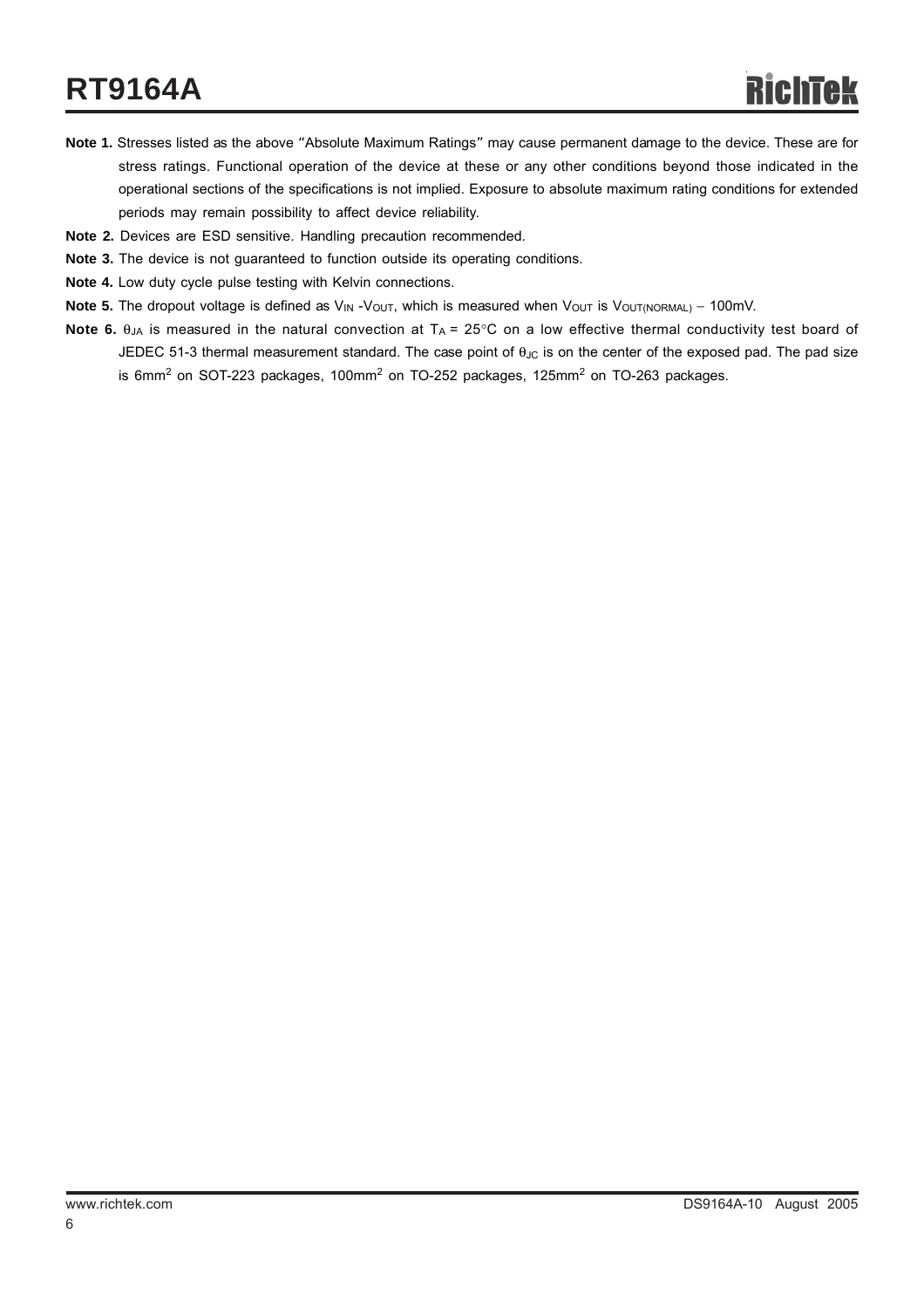**Note 1.** Stresses listed as the above "Absolute Maximum Ratings" may cause permanent damage to the device. These are for stress ratings. Functional operation of the device at these or any other conditions beyond those indicated in the operational sections of the specifications is not implied. Exposure to absolute maximum rating conditions for extended periods may remain possibility to affect device reliability.

**Note 2.** Devices are ESD sensitive. Handling precaution recommended.

**Note 3.** The device is not guaranteed to function outside its operating conditions.

**Note 4.** Low duty cycle pulse testing with Kelvin connections.

**Note 5.** The dropout voltage is defined as $V_{IN}$ -$V_{OUT}$, which is measured when $V_{OUT}$ is $V_{OUT(NORMAL)}$ − 100mV.

**Note 6.** $\theta_{JA}$ is measured in the natural convection at $T_A$ = 25°C on a low effective thermal conductivity test board of JEDEC 51-3 thermal measurement standard. The case point of $\theta_{JC}$ is on the center of the exposed pad. The pad size is 6mm$^2$ on SOT-223 packages, 100mm$^2$ on TO-252 packages, 125mm$^2$ on TO-263 packages.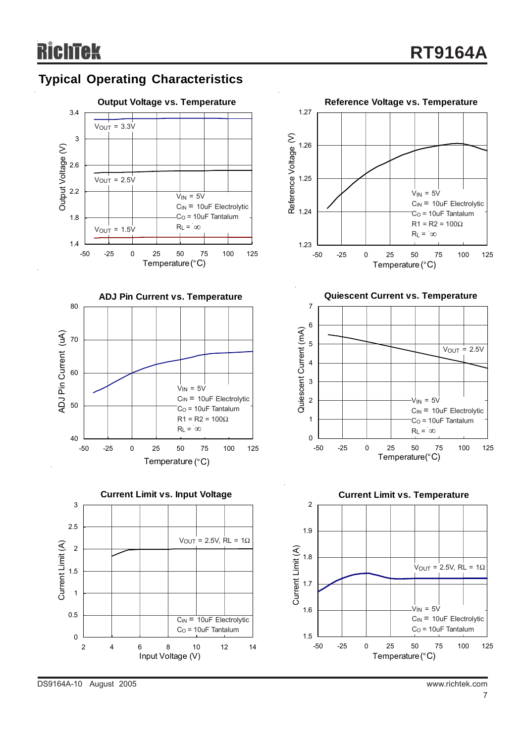## Typical Operating Characteristics

**Output Voltage vs. Temperature**

Output Voltage (V) vs. Temperature (°C)

$V_{OUT}$ = 3.3V

$V_{OUT}$ = 2.5V

$V_{OUT}$ = 1.5V

$V_{IN}$ = 5V
$C_{IN}$ = 10uF Electrolytic
$C_O$ = 10uF Tantalum
$R_L$ = ∞

**Reference Voltage vs. Temperature**

Reference Voltage (V) vs. Temperature (°C)

$V_{IN}$ = 5V
$C_{IN}$ = 10uF Electrolytic
$C_O$ = 10uF Tantalum
R1 = R2 = 100Ω
$R_L$ = ∞

**ADJ Pin Current vs. Temperature**

ADJ Pin Current (uA) vs. Temperature (°C)

$V_{IN}$ = 5V
$C_{IN}$ = 10uF Electrolytic
$C_O$ = 10uF Tantalum
R1 = R2 = 100Ω
$R_L$ = ∞

**Quiescent Current vs. Temperature**

Quiescent Current (mA) vs. Temperature (°C)

$V_{OUT}$ = 2.5V

$V_{IN}$ = 5V
$C_{IN}$ = 10uF Electrolytic
$C_O$ = 10uF Tantalum
$R_L$ = ∞

**Current Limit vs. Input Voltage**

Current Limit (A) vs. Input Voltage (V)

$V_{OUT}$ = 2.5V, RL = 1Ω

$C_{IN}$ = 10uF Electrolytic
$C_O$ = 10uF Tantalum

**Current Limit vs. Temperature**

Current Limit (A) vs. Temperature (°C)

$V_{OUT}$ = 2.5V, RL = 1Ω

$V_{IN}$ = 5V
$C_{IN}$ = 10uF Electrolytic
$C_O$ = 10uF Tantalum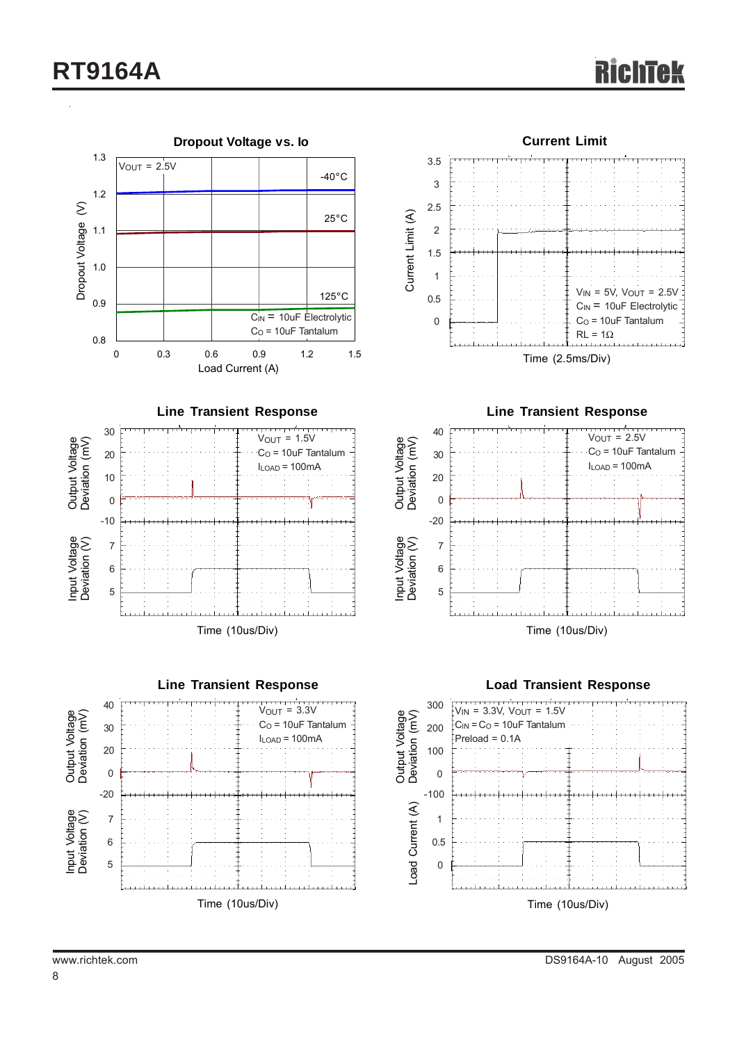### Dropout Voltage vs. Io

$V_{OUT}$ = 2.5V

-40°C

25°C

125°C

$C_{IN}$ = 10uF Electrolytic
$C_O$ = 10uF Tantalum

Dropout Voltage (V): 0.8, 0.9, 1.0, 1.1, 1.2, 1.3

Load Current (A): 0, 0.3, 0.6, 0.9, 1.2, 1.5

### Current Limit

$V_{IN}$ = 5V, $V_{OUT}$ = 2.5V
$C_{IN}$ = 10uF Electrolytic
$C_O$ = 10uF Tantalum
RL = 1Ω

Current Limit (A): 0, 0.5, 1, 1.5, 2, 2.5, 3, 3.5

Time (2.5ms/Div)

### Line Transient Response

$V_{OUT}$ = 1.5V
$C_O$ = 10uF Tantalum
$I_{LOAD}$ = 100mA

Output Voltage Deviation (mV): -10, 0, 10, 20, 30

Input Voltage Deviation (V): 5, 6, 7

Time (10us/Div)

### Line Transient Response

$V_{OUT}$ = 2.5V
$C_O$ = 10uF Tantalum
$I_{LOAD}$ = 100mA

Output Voltage Deviation (mV): -20, 0, 20, 30, 40

Input Voltage Deviation (V): 5, 6, 7

Time (10us/Div)

### Line Transient Response

$V_{OUT}$ = 3.3V
$C_O$ = 10uF Tantalum
$I_{LOAD}$ = 100mA

Output Voltage Deviation (mV): -20, 0, 20, 30, 40

Input Voltage Deviation (V): 5, 6, 7

Time (10us/Div)

### Load Transient Response

$V_{IN}$ = 3.3V, $V_{OUT}$ = 1.5V
$C_{IN}$ = $C_O$ = 10uF Tantalum
Preload = 0.1A

Output Voltage Deviation (mV): -100, 0, 100, 200, 300

Load Current (A): 0, 0.5, 1

Time (10us/Div)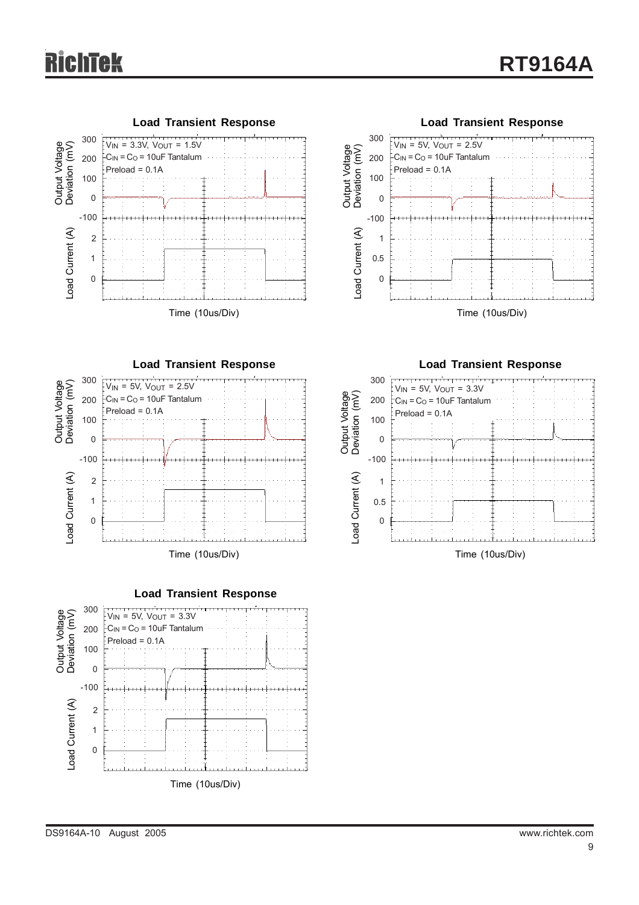**Load Transient Response**

$V_{IN}$ = 3.3V, $V_{OUT}$ = 1.5V
$C_{IN}$ = $C_O$ = 10uF Tantalum
Preload = 0.1A

Output Voltage Deviation (mV)
Load Current (A)
Time (10us/Div)

**Load Transient Response**

$V_{IN}$ = 5V, $V_{OUT}$ = 2.5V
$C_{IN}$ = $C_O$ = 10uF Tantalum
Preload = 0.1A

Output Voltage Deviation (mV)
Load Current (A)
Time (10us/Div)

**Load Transient Response**

$V_{IN}$ = 5V, $V_{OUT}$ = 2.5V
$C_{IN}$ = $C_O$ = 10uF Tantalum
Preload = 0.1A

Output Voltage Deviation (mV)
Load Current (A)
Time (10us/Div)

**Load Transient Response**

$V_{IN}$ = 5V, $V_{OUT}$ = 3.3V
$C_{IN}$ = $C_O$ = 10uF Tantalum
Preload = 0.1A

Output Voltage Deviation (mV)
Load Current (A)
Time (10us/Div)

**Load Transient Response**

$V_{IN}$ = 5V, $V_{OUT}$ = 3.3V
$C_{IN}$ = $C_O$ = 10uF Tantalum
Preload = 0.1A

Output Voltage Deviation (mV)
Load Current (A)
Time (10us/Div)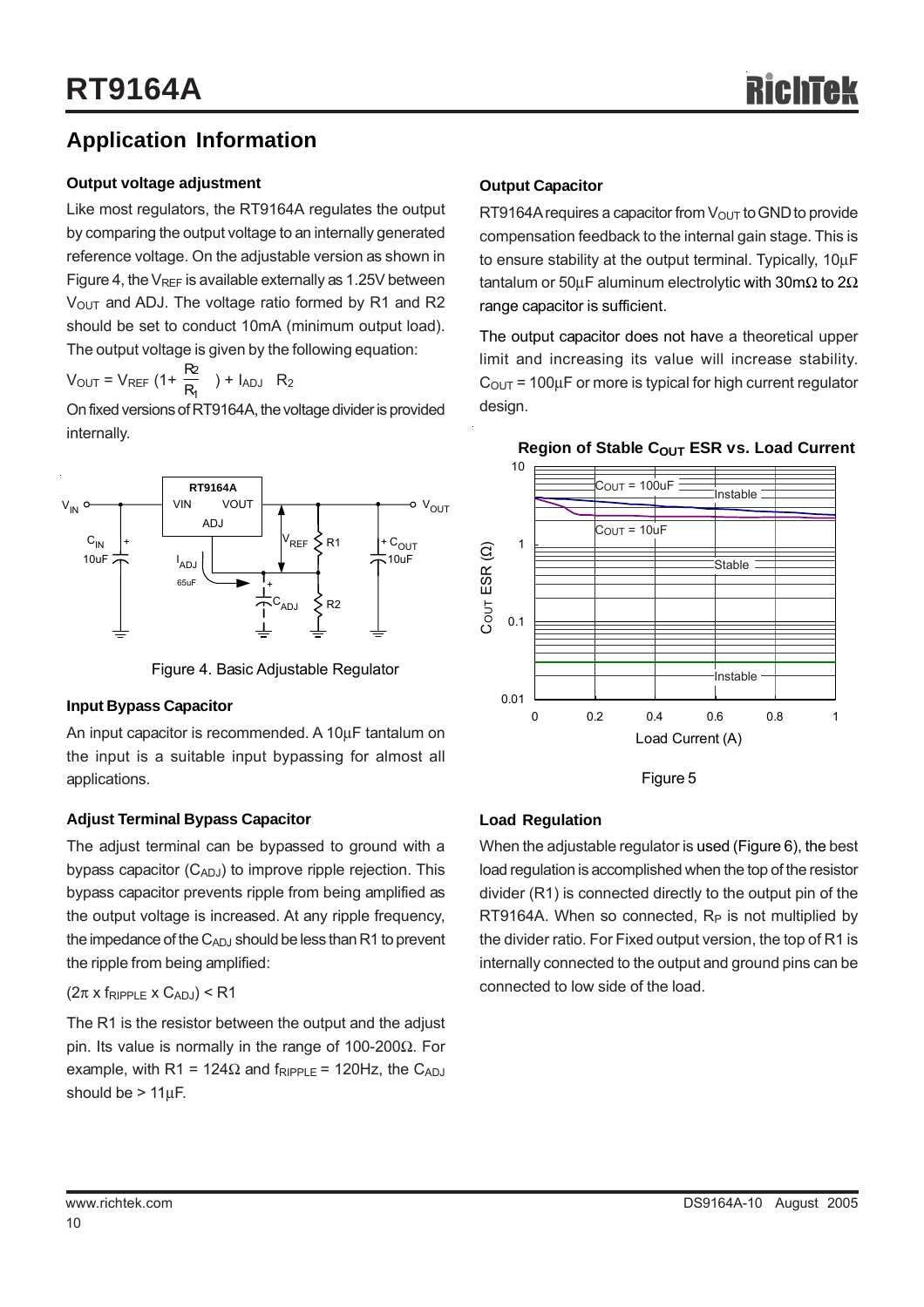## Application Information

### Output voltage adjustment

Like most regulators, the RT9164A regulates the output by comparing the output voltage to an internally generated reference voltage. On the adjustable version as shown in Figure 4, the $V_{REF}$ is available externally as 1.25V between $V_{OUT}$ and ADJ. The voltage ratio formed by R1 and R2 should be set to conduct 10mA (minimum output load). The output voltage is given by the following equation:

$$V_{OUT} = V_{REF}\left(1 + \frac{R_2}{R_1}\right) + I_{ADJ}\ R_2$$

On fixed versions of RT9164A, the voltage divider is provided internally.

Figure 4. Basic Adjustable Regulator

### Input Bypass Capacitor

An input capacitor is recommended. A 10μF tantalum on the input is a suitable input bypassing for almost all applications.

### Adjust Terminal Bypass Capacitor

The adjust terminal can be bypassed to ground with a bypass capacitor ($C_{ADJ}$) to improve ripple rejection. This bypass capacitor prevents ripple from being amplified as the output voltage is increased. At any ripple frequency, the impedance of the $C_{ADJ}$ should be less than R1 to prevent the ripple from being amplified:

$(2\pi \times f_{RIPPLE} \times C_{ADJ}) < R1$

The R1 is the resistor between the output and the adjust pin. Its value is normally in the range of 100-200Ω. For example, with R1 = 124Ω and $f_{RIPPLE}$ = 120Hz, the $C_{ADJ}$ should be > 11μF.

### Output Capacitor

RT9164A requires a capacitor from $V_{OUT}$ to GND to provide compensation feedback to the internal gain stage. This is to ensure stability at the output terminal. Typically, 10μF tantalum or 50μF aluminum electrolytic with 30mΩ to 2Ω range capacitor is sufficient.

The output capacitor does not have a theoretical upper limit and increasing its value will increase stability. $C_{OUT}$ = 100μF or more is typical for high current regulator design.

**Region of Stable $C_{OUT}$ ESR vs. Load Current**

Figure 5

### Load Regulation

When the adjustable regulator is used (Figure 6), the best load regulation is accomplished when the top of the resistor divider (R1) is connected directly to the output pin of the RT9164A. When so connected, $R_P$ is not multiplied by the divider ratio. For Fixed output version, the top of R1 is internally connected to the output and ground pins can be connected to low side of the load.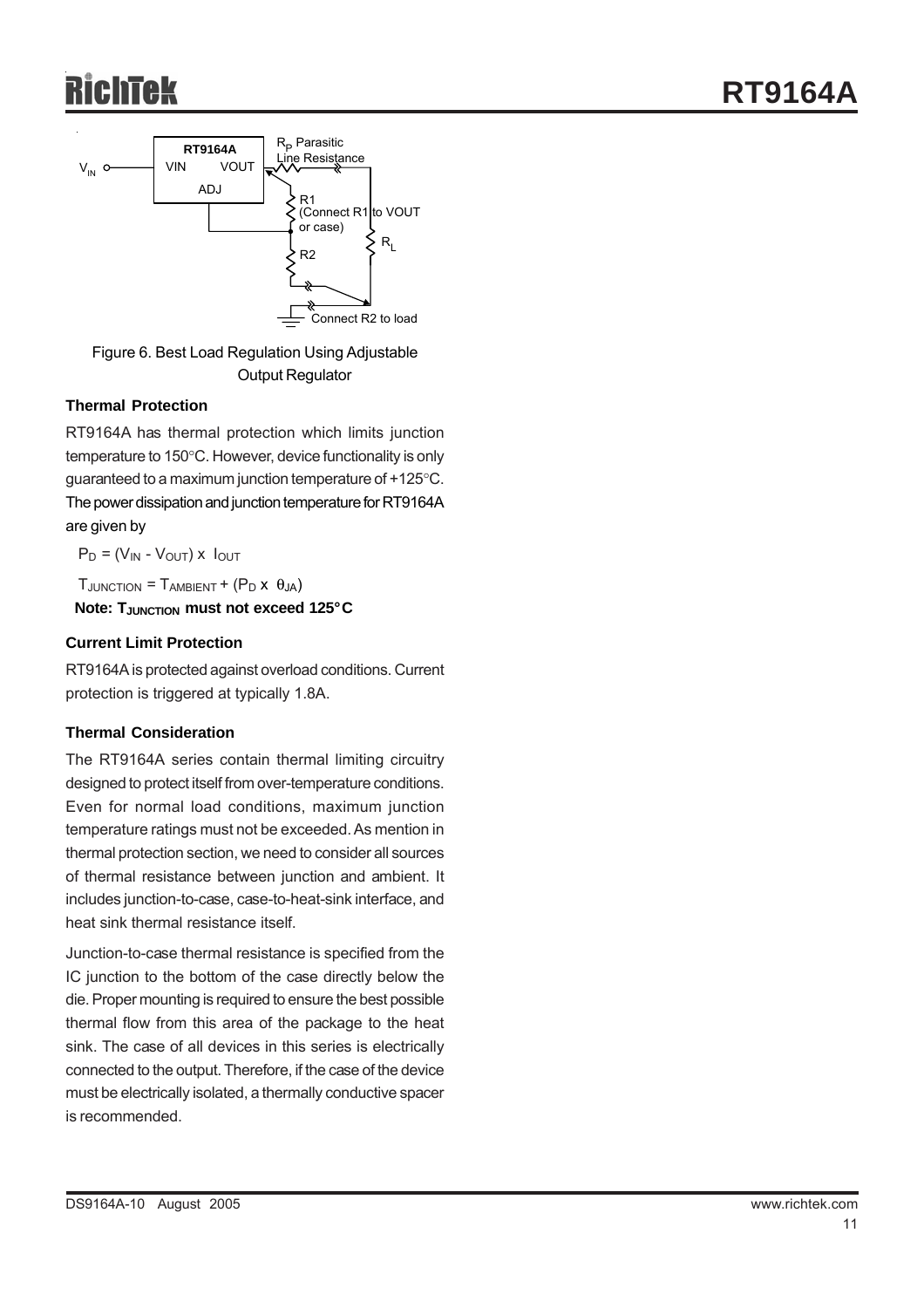Figure 6. Best Load Regulation Using Adjustable Output Regulator

### Thermal Protection

RT9164A has thermal protection which limits junction temperature to 150°C. However, device functionality is only guaranteed to a maximum junction temperature of +125°C. The power dissipation and junction temperature for RT9164A are given by

$P_D = (V_{IN} - V_{OUT}) \times I_{OUT}$

$T_{JUNCTION} = T_{AMBIENT} + (P_D \times \theta_{JA})$

**Note: $T_{JUNCTION}$ must not exceed 125°C**

### Current Limit Protection

RT9164A is protected against overload conditions. Current protection is triggered at typically 1.8A.

### Thermal Consideration

The RT9164A series contain thermal limiting circuitry designed to protect itself from over-temperature conditions. Even for normal load conditions, maximum junction temperature ratings must not be exceeded. As mention in thermal protection section, we need to consider all sources of thermal resistance between junction and ambient. It includes junction-to-case, case-to-heat-sink interface, and heat sink thermal resistance itself.

Junction-to-case thermal resistance is specified from the IC junction to the bottom of the case directly below the die. Proper mounting is required to ensure the best possible thermal flow from this area of the package to the heat sink. The case of all devices in this series is electrically connected to the output. Therefore, if the case of the device must be electrically isolated, a thermally conductive spacer is recommended.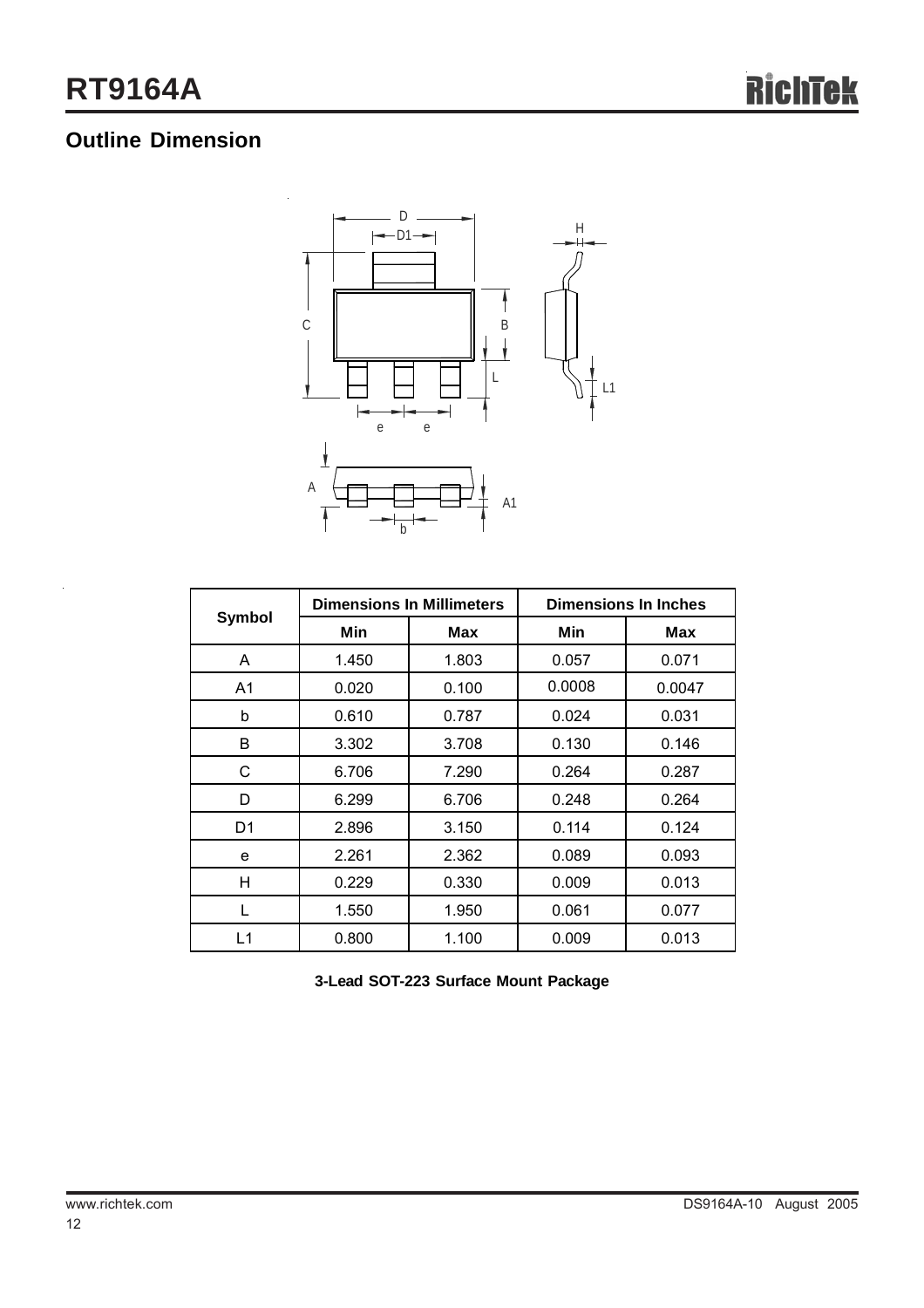## Outline Dimension

| Symbol | Dimensions In Millimeters | | Dimensions In Inches | |
|---|---|---|---|---|
| | Min | Max | Min | Max |
| A | 1.450 | 1.803 | 0.057 | 0.071 |
| A1 | 0.020 | 0.100 | 0.0008 | 0.0047 |
| b | 0.610 | 0.787 | 0.024 | 0.031 |
| B | 3.302 | 3.708 | 0.130 | 0.146 |
| C | 6.706 | 7.290 | 0.264 | 0.287 |
| D | 6.299 | 6.706 | 0.248 | 0.264 |
| D1 | 2.896 | 3.150 | 0.114 | 0.124 |
| e | 2.261 | 2.362 | 0.089 | 0.093 |
| H | 0.229 | 0.330 | 0.009 | 0.013 |
| L | 1.550 | 1.950 | 0.061 | 0.077 |
| L1 | 0.800 | 1.100 | 0.009 | 0.013 |

**3-Lead SOT-223 Surface Mount Package**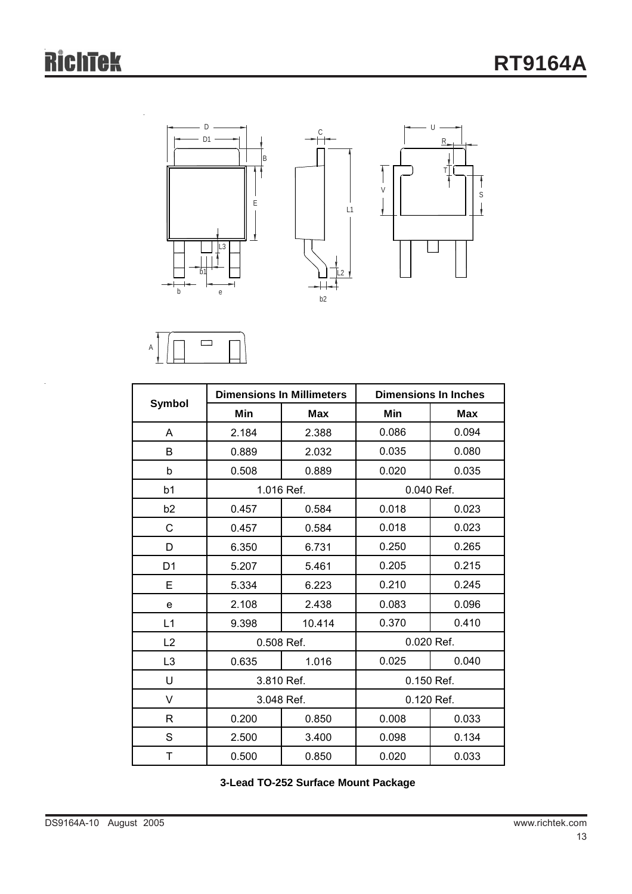| Symbol | Dimensions In Millimeters | | Dimensions In Inches | |
|---|---|---|---|---|
| | Min | Max | Min | Max |
| A | 2.184 | 2.388 | 0.086 | 0.094 |
| B | 0.889 | 2.032 | 0.035 | 0.080 |
| b | 0.508 | 0.889 | 0.020 | 0.035 |
| b1 | 1.016 Ref. | | 0.040 Ref. | |
| b2 | 0.457 | 0.584 | 0.018 | 0.023 |
| C | 0.457 | 0.584 | 0.018 | 0.023 |
| D | 6.350 | 6.731 | 0.250 | 0.265 |
| D1 | 5.207 | 5.461 | 0.205 | 0.215 |
| E | 5.334 | 6.223 | 0.210 | 0.245 |
| e | 2.108 | 2.438 | 0.083 | 0.096 |
| L1 | 9.398 | 10.414 | 0.370 | 0.410 |
| L2 | 0.508 Ref. | | 0.020 Ref. | |
| L3 | 0.635 | 1.016 | 0.025 | 0.040 |
| U | 3.810 Ref. | | 0.150 Ref. | |
| V | 3.048 Ref. | | 0.120 Ref. | |
| R | 0.200 | 0.850 | 0.008 | 0.033 |
| S | 2.500 | 3.400 | 0.098 | 0.134 |
| T | 0.500 | 0.850 | 0.020 | 0.033 |

**3-Lead TO-252 Surface Mount Package**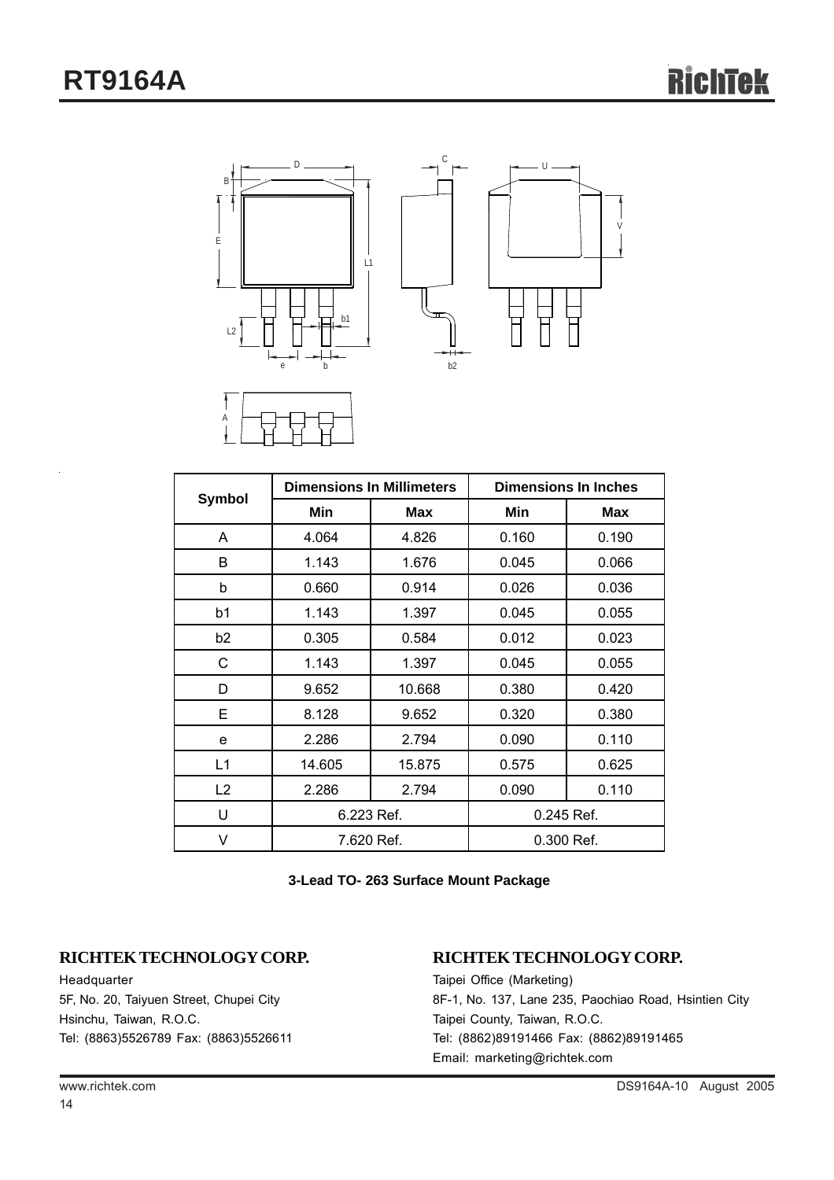D
B
E
L1
L2
e
b
b1
C
b2
U
V
A

| Symbol | Dimensions In Millimeters | | Dimensions In Inches | |
|---|---|---|---|---|
| | Min | Max | Min | Max |
| A | 4.064 | 4.826 | 0.160 | 0.190 |
| B | 1.143 | 1.676 | 0.045 | 0.066 |
| b | 0.660 | 0.914 | 0.026 | 0.036 |
| b1 | 1.143 | 1.397 | 0.045 | 0.055 |
| b2 | 0.305 | 0.584 | 0.012 | 0.023 |
| C | 1.143 | 1.397 | 0.045 | 0.055 |
| D | 9.652 | 10.668 | 0.380 | 0.420 |
| E | 8.128 | 9.652 | 0.320 | 0.380 |
| e | 2.286 | 2.794 | 0.090 | 0.110 |
| L1 | 14.605 | 15.875 | 0.575 | 0.625 |
| L2 | 2.286 | 2.794 | 0.090 | 0.110 |
| U | 6.223 Ref. | | 0.245 Ref. | |
| V | 7.620 Ref. | | 0.300 Ref. | |

**3-Lead TO- 263 Surface Mount Package**

**RICHTEK TECHNOLOGY CORP.**

Headquarter
5F, No. 20, Taiyuen Street, Chupei City
Hsinchu, Taiwan, R.O.C.
Tel: (8863)5526789 Fax: (8863)5526611

**RICHTEK TECHNOLOGY CORP.**

Taipei Office (Marketing)
8F-1, No. 137, Lane 235, Paochiao Road, Hsintien City
Taipei County, Taiwan, R.O.C.
Tel: (8862)89191466 Fax: (8862)89191465
Email: marketing@richtek.com